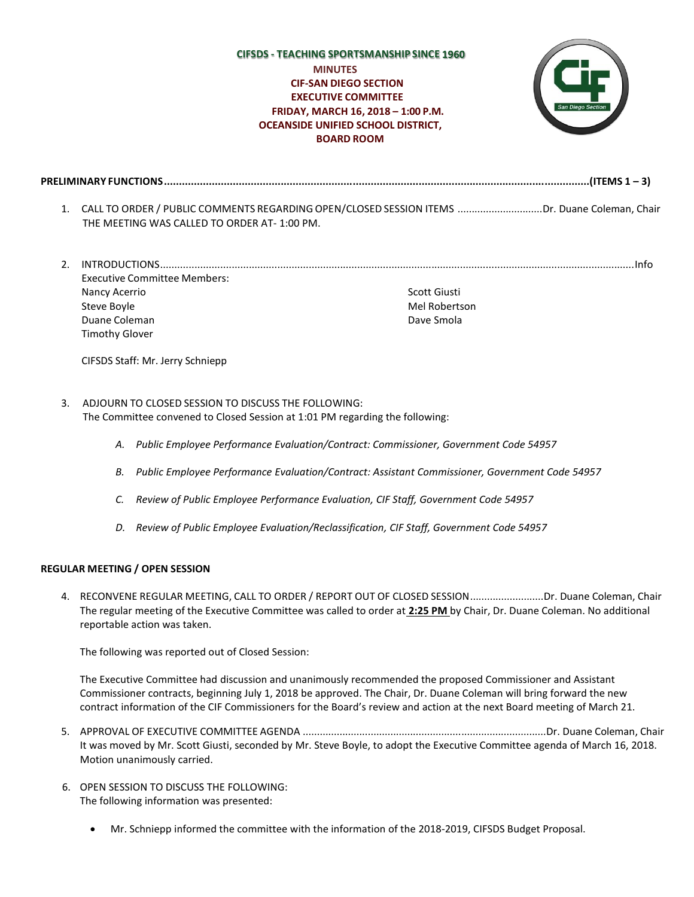**CIFSDS - TEACHING SPORTSMANSHIP SINCE 1960**

**MINUTES**
**CIF-SAN DIEGO SECTION**
**EXECUTIVE COMMITTEE**
**FRIDAY, MARCH 16, 2018 – 1:00 P.M.**
**OCEANSIDE UNIFIED SCHOOL DISTRICT,**
**BOARD ROOM**

**PRELIMINARY FUNCTIONS..........................................................................................................................................(ITEMS 1 – 3)**

1. CALL TO ORDER / PUBLIC COMMENTS REGARDING OPEN/CLOSED SESSION ITEMS .............................Dr. Duane Coleman, Chair
   THE MEETING WAS CALLED TO ORDER AT- 1:00 PM.

2. INTRODUCTIONS.........................................................................................................................................................Info
   Executive Committee Members:
   Nancy Acerrio
   Steve Boyle
   Duane Coleman
   Timothy Glover
   Scott Giusti
   Mel Robertson
   Dave Smola

   CIFSDS Staff: Mr. Jerry Schniepp

3. ADJOURN TO CLOSED SESSION TO DISCUSS THE FOLLOWING:
   The Committee convened to Closed Session at 1:01 PM regarding the following:

   A. *Public Employee Performance Evaluation/Contract: Commissioner, Government Code 54957*

   B. *Public Employee Performance Evaluation/Contract: Assistant Commissioner, Government Code 54957*

   C. *Review of Public Employee Performance Evaluation, CIF Staff, Government Code 54957*

   D. *Review of Public Employee Evaluation/Reclassification, CIF Staff, Government Code 54957*

**REGULAR MEETING / OPEN SESSION**

4. RECONVENE REGULAR MEETING, CALL TO ORDER / REPORT OUT OF CLOSED SESSION..........................Dr. Duane Coleman, Chair
   The regular meeting of the Executive Committee was called to order at **2:25 PM** by Chair, Dr. Duane Coleman. No additional reportable action was taken.

   The following was reported out of Closed Session:

   The Executive Committee had discussion and unanimously recommended the proposed Commissioner and Assistant Commissioner contracts, beginning July 1, 2018 be approved. The Chair, Dr. Duane Coleman will bring forward the new contract information of the CIF Commissioners for the Board's review and action at the next Board meeting of March 21.

5. APPROVAL OF EXECUTIVE COMMITTEE AGENDA ....................................................................................Dr. Duane Coleman, Chair
   It was moved by Mr. Scott Giusti, seconded by Mr. Steve Boyle, to adopt the Executive Committee agenda of March 16, 2018. Motion unanimously carried.

6. OPEN SESSION TO DISCUSS THE FOLLOWING:
   The following information was presented:

   - Mr. Schniepp informed the committee with the information of the 2018-2019, CIFSDS Budget Proposal.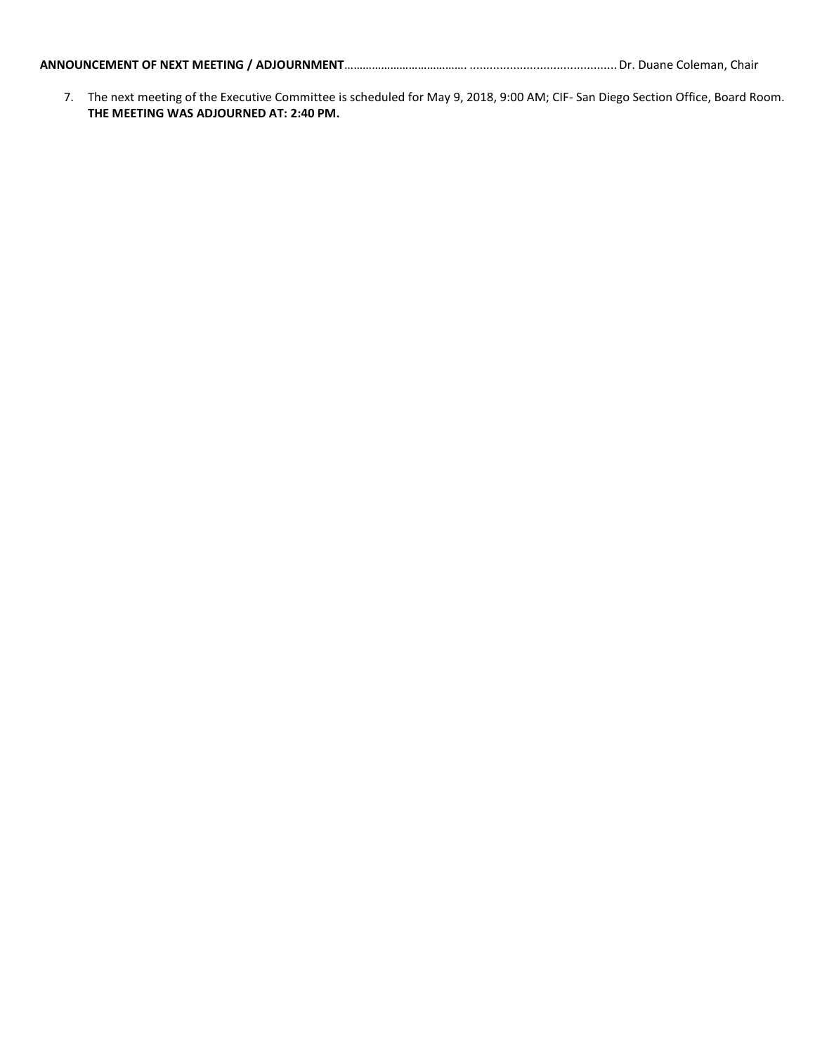**ANNOUNCEMENT OF NEXT MEETING / ADJOURNMENT**.................................................................................. Dr. Duane Coleman, Chair

7. The next meeting of the Executive Committee is scheduled for May 9, 2018, 9:00 AM; CIF- San Diego Section Office, Board Room.
   **THE MEETING WAS ADJOURNED AT: 2:40 PM.**